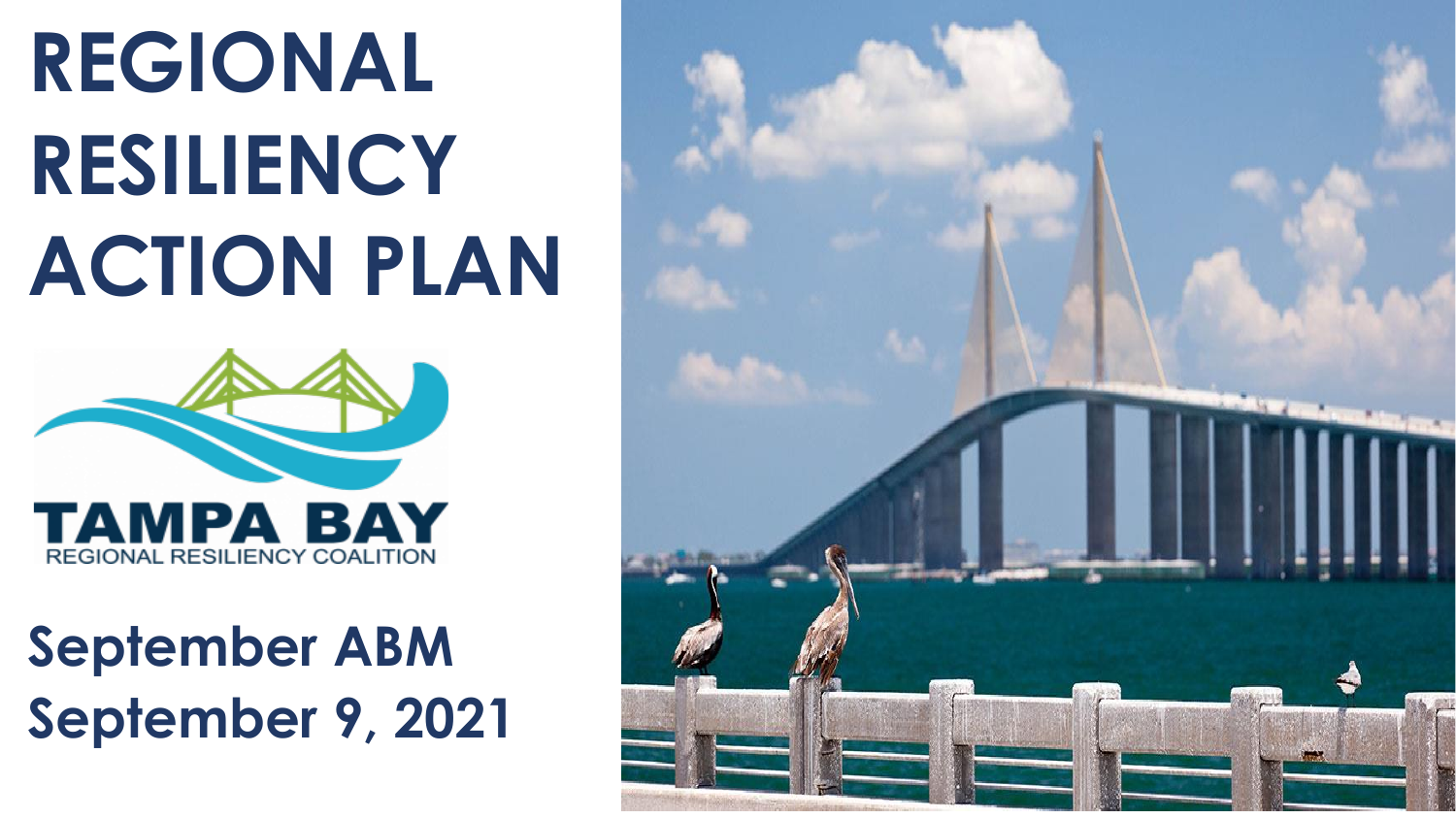# REGIONAL RESILIENCY ACTION PLAN

TAMPA BAY
REGIONAL RESILIENCY COALITION

## September ABM
## September 9, 2021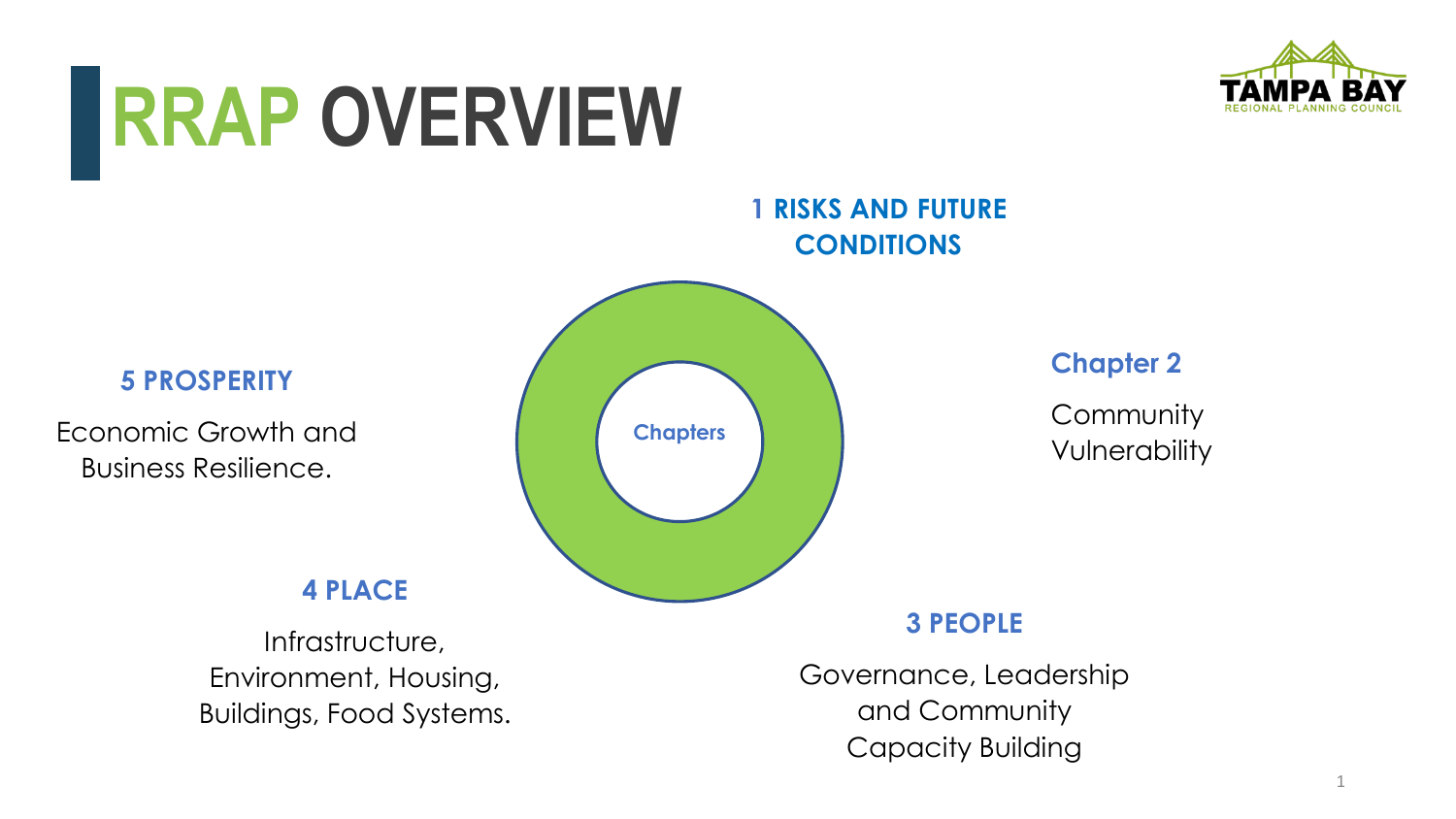# RRAP OVERVIEW

TAMPA BAY REGIONAL PLANNING COUNCIL

Chapters

**1 RISKS AND FUTURE CONDITIONS**

**Chapter 2**

Community Vulnerability

**3 PEOPLE**

Governance, Leadership and Community Capacity Building

**4 PLACE**

Infrastructure, Environment, Housing, Buildings, Food Systems.

**5 PROSPERITY**

Economic Growth and Business Resilience.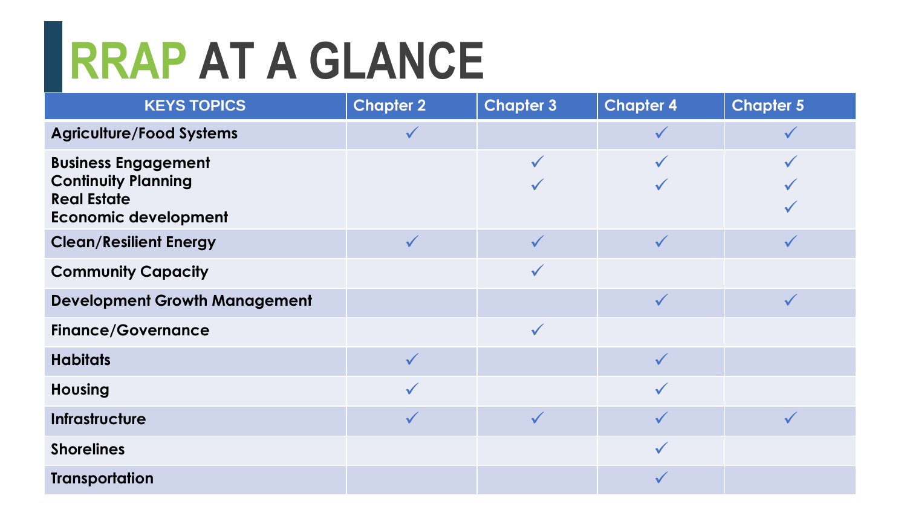# RRAP AT A GLANCE

| KEYS TOPICS | Chapter 2 | Chapter 3 | Chapter 4 | Chapter 5 |
|---|---|---|---|---|
| **Agriculture/Food Systems** | ✓ | | ✓ | ✓ |
| **Business Engagement**<br>**Continuity Planning**<br>**Real Estate**<br>**Economic development** | | ✓<br>✓ | ✓<br>✓ | ✓<br>✓<br>✓ |
| **Clean/Resilient Energy** | ✓ | ✓ | ✓ | ✓ |
| **Community Capacity** | | ✓ | | |
| **Development Growth Management** | | | ✓ | ✓ |
| **Finance/Governance** | | ✓ | | |
| **Habitats** | ✓ | | ✓ | |
| **Housing** | ✓ | | ✓ | |
| **Infrastructure** | ✓ | ✓ | ✓ | ✓ |
| **Shorelines** | | | ✓ | |
| **Transportation** | | | ✓ | |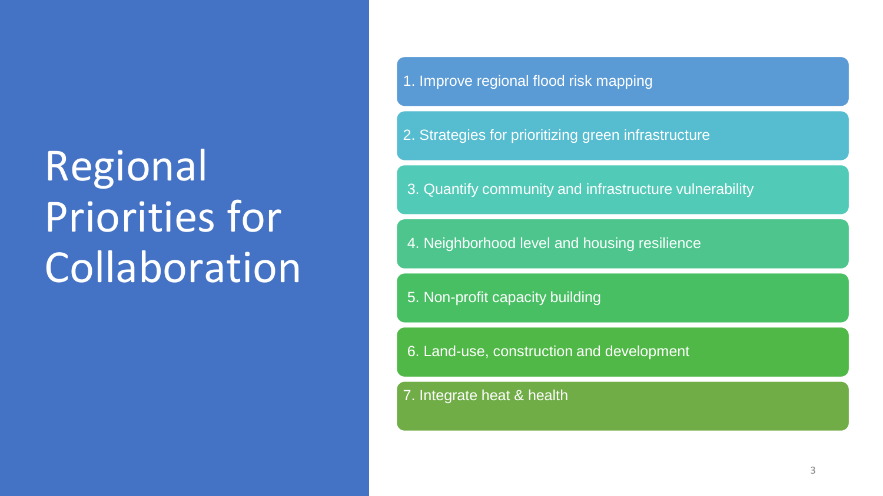# Regional Priorities for Collaboration

1. Improve regional flood risk mapping
2. Strategies for prioritizing green infrastructure
3. Quantify community and infrastructure vulnerability
4. Neighborhood level and housing resilience
5. Non-profit capacity building
6. Land-use, construction and development
7. Integrate heat & health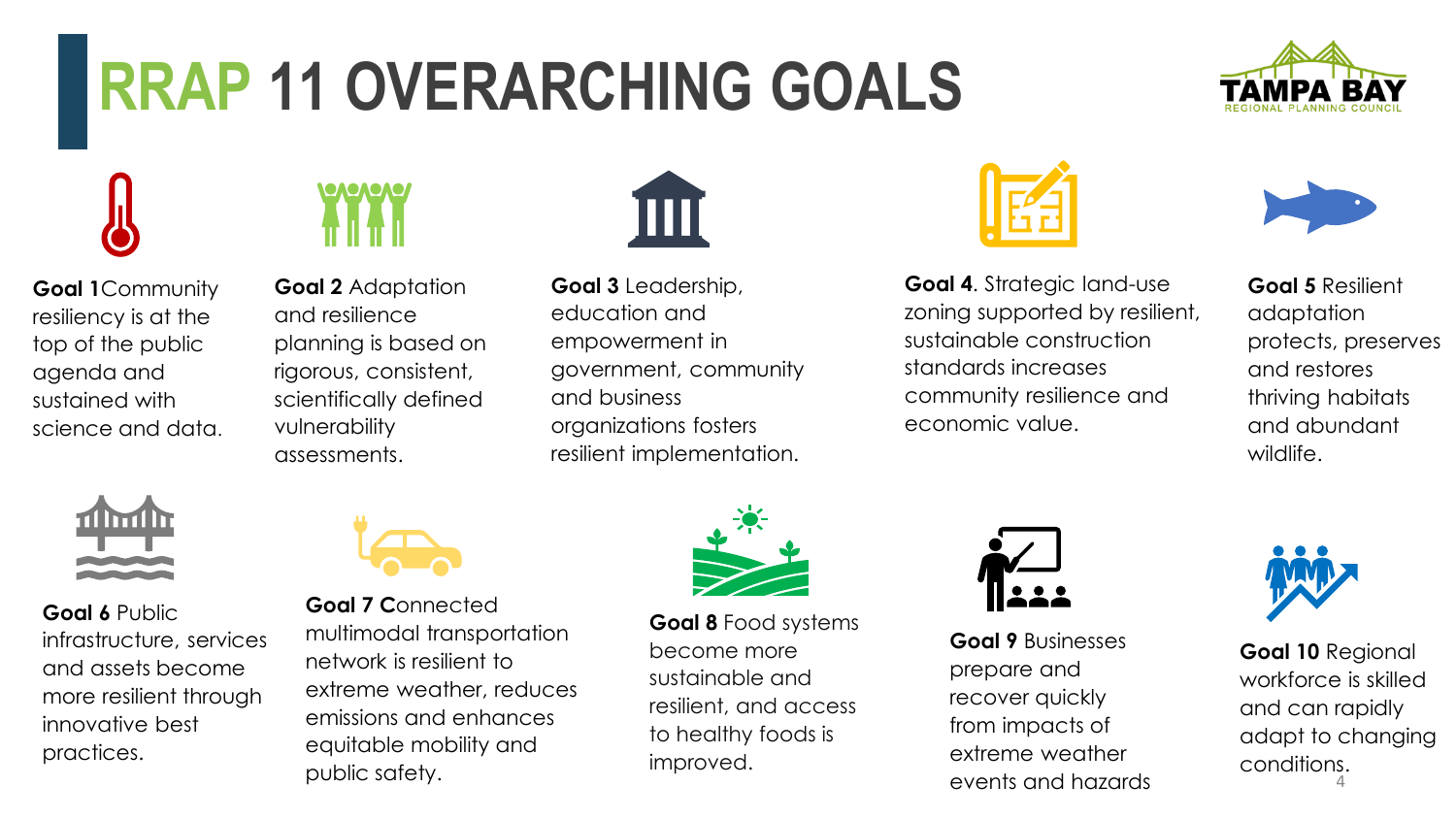# RRAP 11 OVERARCHING GOALS

TAMPA BAY
REGIONAL PLANNING COUNCIL

**Goal 1** Community resiliency is at the top of the public agenda and sustained with science and data.

**Goal 2** Adaptation and resilience planning is based on rigorous, consistent, scientifically defined vulnerability assessments.

**Goal 3** Leadership, education and empowerment in government, community and business organizations fosters resilient implementation.

**Goal 4**. Strategic land-use zoning supported by resilient, sustainable construction standards increases community resilience and economic value.

**Goal 5** Resilient adaptation protects, preserves and restores thriving habitats and abundant wildlife.

**Goal 6** Public infrastructure, services and assets become more resilient through innovative best practices.

**Goal 7** Connected multimodal transportation network is resilient to extreme weather, reduces emissions and enhances equitable mobility and public safety.

**Goal 8** Food systems become more sustainable and resilient, and access to healthy foods is improved.

**Goal 9** Businesses prepare and recover quickly from impacts of extreme weather events and hazards

**Goal 10** Regional workforce is skilled and can rapidly adapt to changing conditions.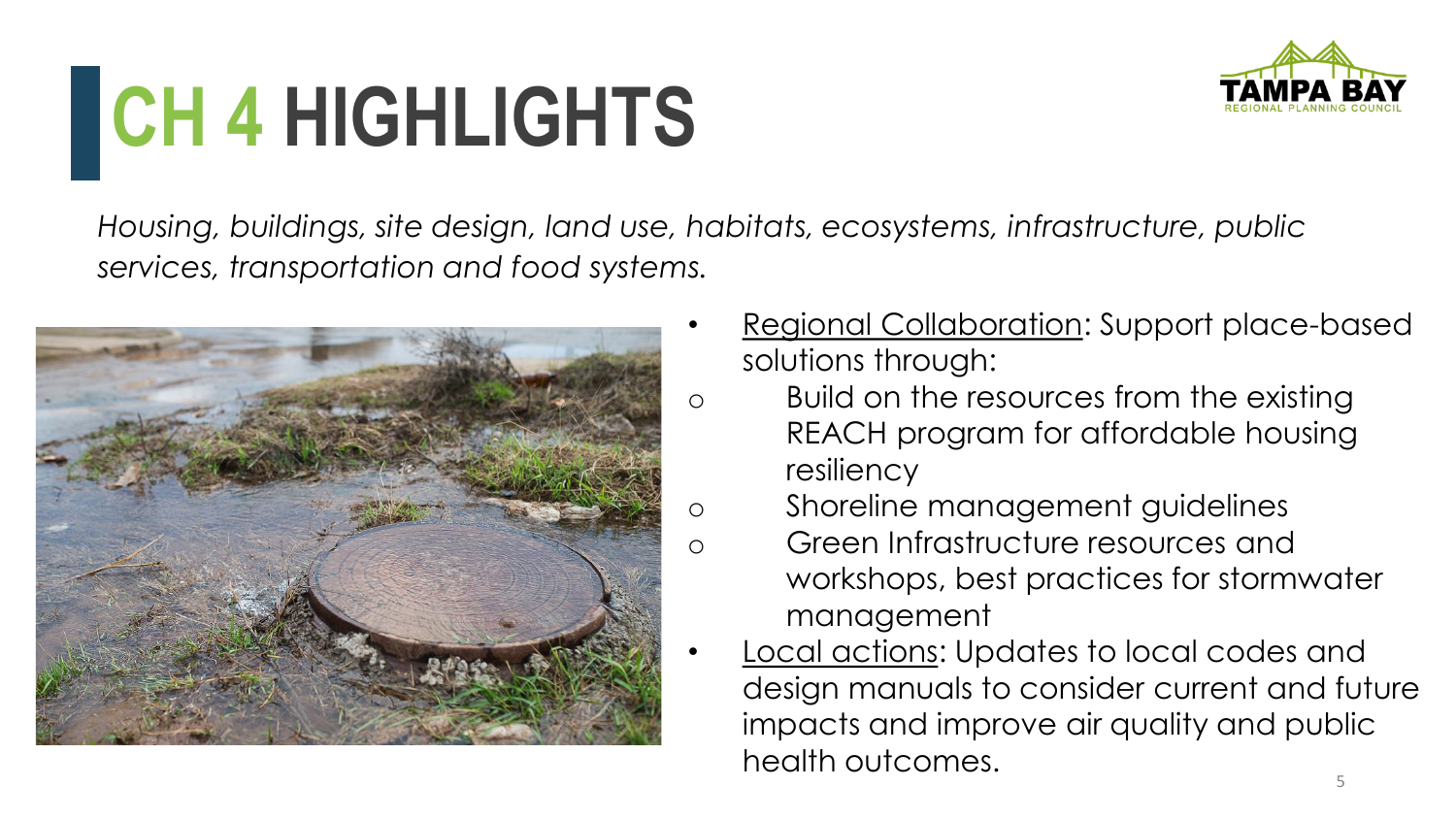# CH 4 HIGHLIGHTS

*Housing, buildings, site design, land use, habitats, ecosystems, infrastructure, public services, transportation and food systems.*

- Regional Collaboration: Support place-based solutions through:
  - Build on the resources from the existing REACH program for affordable housing resiliency
  - Shoreline management guidelines
  - Green Infrastructure resources and workshops, best practices for stormwater management
- Local actions: Updates to local codes and design manuals to consider current and future impacts and improve air quality and public health outcomes.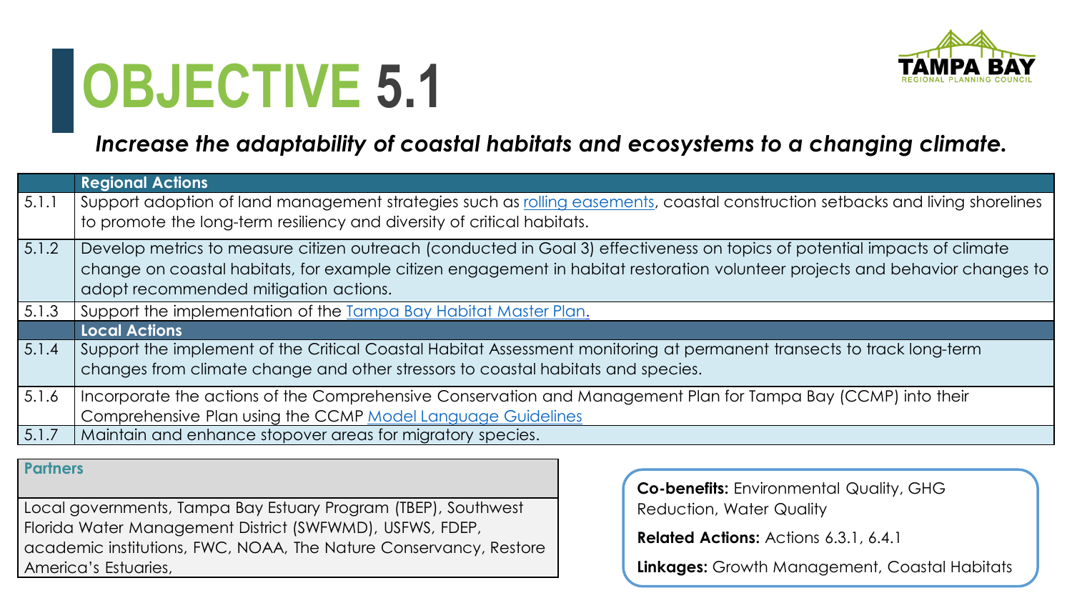# OBJECTIVE 5.1

***Increase the adaptability of coastal habitats and ecosystems to a changing climate.***

| | Regional Actions |
|---|---|
| 5.1.1 | Support adoption of land management strategies such as rolling easements, coastal construction setbacks and living shorelines to promote the long-term resiliency and diversity of critical habitats. |
| 5.1.2 | Develop metrics to measure citizen outreach (conducted in Goal 3) effectiveness on topics of potential impacts of climate change on coastal habitats, for example citizen engagement in habitat restoration volunteer projects and behavior changes to adopt recommended mitigation actions. |
| 5.1.3 | Support the implementation of the Tampa Bay Habitat Master Plan. |
| | **Local Actions** |
| 5.1.4 | Support the implement of the Critical Coastal Habitat Assessment monitoring at permanent transects to track long-term changes from climate change and other stressors to coastal habitats and species. |
| 5.1.6 | Incorporate the actions of the Comprehensive Conservation and Management Plan for Tampa Bay (CCMP) into their Comprehensive Plan using the CCMP Model Language Guidelines |
| 5.1.7 | Maintain and enhance stopover areas for migratory species. |

| Partners |
|---|
| Local governments, Tampa Bay Estuary Program (TBEP), Southwest Florida Water Management District (SWFWMD), USFWS, FDEP, academic institutions, FWC, NOAA, The Nature Conservancy, Restore America's Estuaries, |

**Co-benefits:** Environmental Quality, GHG Reduction, Water Quality

**Related Actions:** Actions 6.3.1, 6.4.1

**Linkages:** Growth Management, Coastal Habitats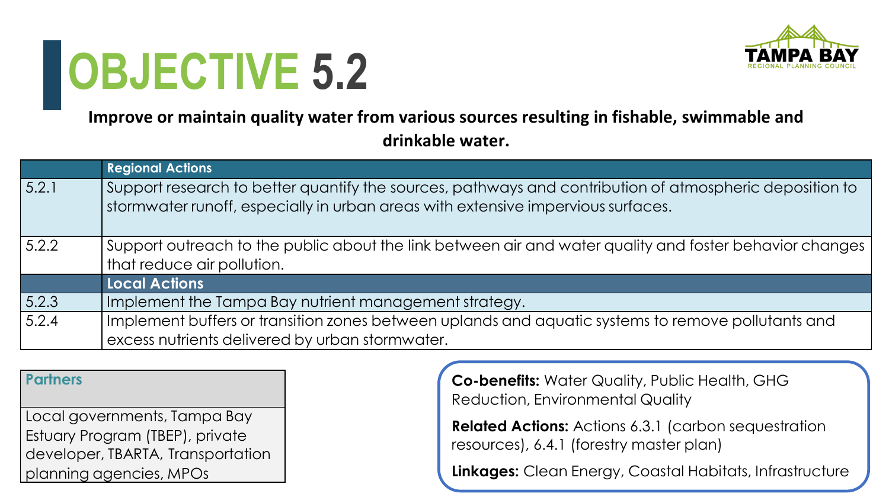# OBJECTIVE 5.2

**Improve or maintain quality water from various sources resulting in fishable, swimmable and drinkable water.**

| | **Regional Actions** |
|---|---|
| 5.2.1 | Support research to better quantify the sources, pathways and contribution of atmospheric deposition to stormwater runoff, especially in urban areas with extensive impervious surfaces. |
| 5.2.2 | Support outreach to the public about the link between air and water quality and foster behavior changes that reduce air pollution. |
| | **Local Actions** |
| 5.2.3 | Implement the Tampa Bay nutrient management strategy. |
| 5.2.4 | Implement buffers or transition zones between uplands and aquatic systems to remove pollutants and excess nutrients delivered by urban stormwater. |

| **Partners** |
|---|
| Local governments, Tampa Bay Estuary Program (TBEP), private developer, TBARTA, Transportation planning agencies, MPOs |

**Co-benefits:** Water Quality, Public Health, GHG Reduction, Environmental Quality

**Related Actions:** Actions 6.3.1 (carbon sequestration resources), 6.4.1 (forestry master plan)

**Linkages:** Clean Energy, Coastal Habitats, Infrastructure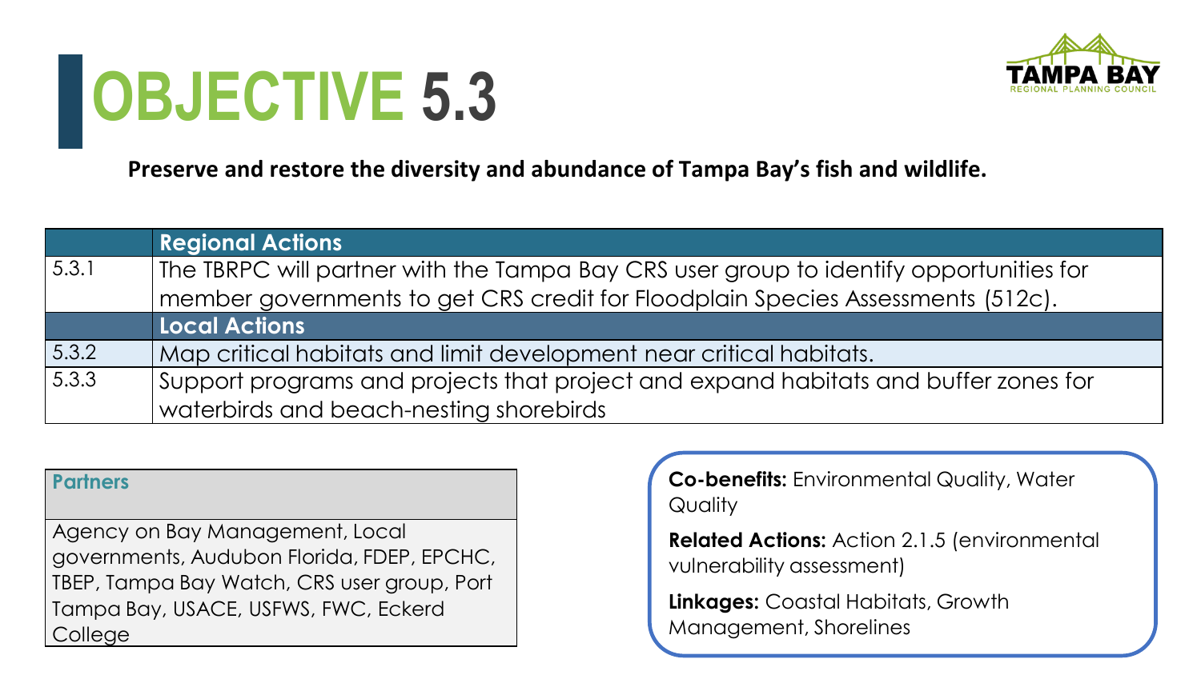# OBJECTIVE 5.3

**Preserve and restore the diversity and abundance of Tampa Bay's fish and wildlife.**

| | Regional Actions |
|---|---|
| 5.3.1 | The TBRPC will partner with the Tampa Bay CRS user group to identify opportunities for member governments to get CRS credit for Floodplain Species Assessments (512c). |
| | **Local Actions** |
| 5.3.2 | Map critical habitats and limit development near critical habitats. |
| 5.3.3 | Support programs and projects that project and expand habitats and buffer zones for waterbirds and beach-nesting shorebirds |

| Partners |
|---|
| Agency on Bay Management, Local governments, Audubon Florida, FDEP, EPCHC, TBEP, Tampa Bay Watch, CRS user group, Port Tampa Bay, USACE, USFWS, FWC, Eckerd College |

**Co-benefits:** Environmental Quality, Water Quality

**Related Actions:** Action 2.1.5 (environmental vulnerability assessment)

**Linkages:** Coastal Habitats, Growth Management, Shorelines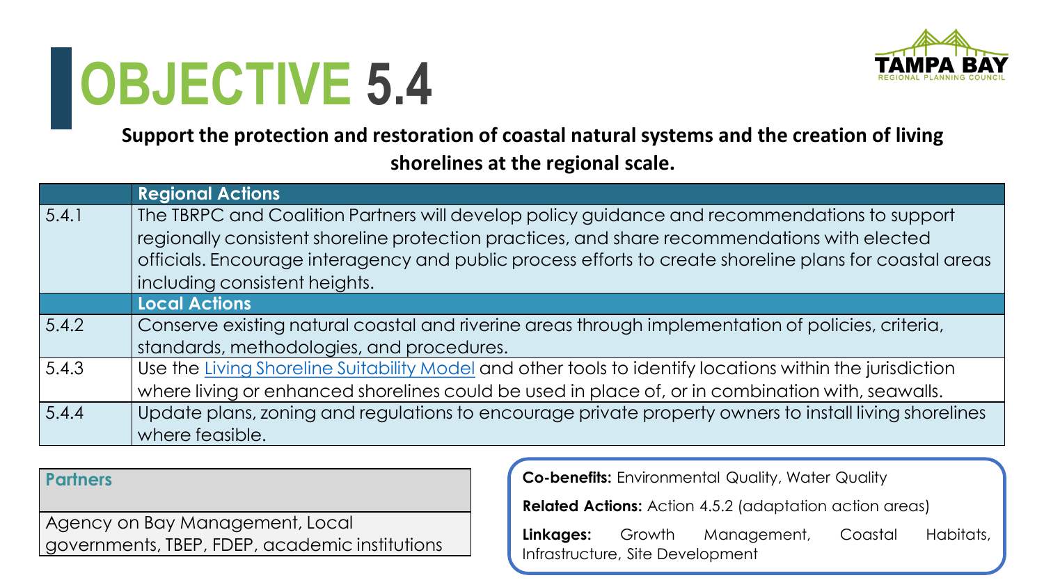# OBJECTIVE 5.4

**Support the protection and restoration of coastal natural systems and the creation of living shorelines at the regional scale.**

| | Regional Actions |
|---|---|
| 5.4.1 | The TBRPC and Coalition Partners will develop policy guidance and recommendations to support regionally consistent shoreline protection practices, and share recommendations with elected officials. Encourage interagency and public process efforts to create shoreline plans for coastal areas including consistent heights. |
| | **Local Actions** |
| 5.4.2 | Conserve existing natural coastal and riverine areas through implementation of policies, criteria, standards, methodologies, and procedures. |
| 5.4.3 | Use the Living Shoreline Suitability Model and other tools to identify locations within the jurisdiction where living or enhanced shorelines could be used in place of, or in combination with, seawalls. |
| 5.4.4 | Update plans, zoning and regulations to encourage private property owners to install living shorelines where feasible. |

| Partners |
|---|
| Agency on Bay Management, Local governments, TBEP, FDEP, academic institutions |

**Co-benefits:** Environmental Quality, Water Quality

**Related Actions:** Action 4.5.2 (adaptation action areas)

**Linkages:** Growth Management, Coastal Habitats, Infrastructure, Site Development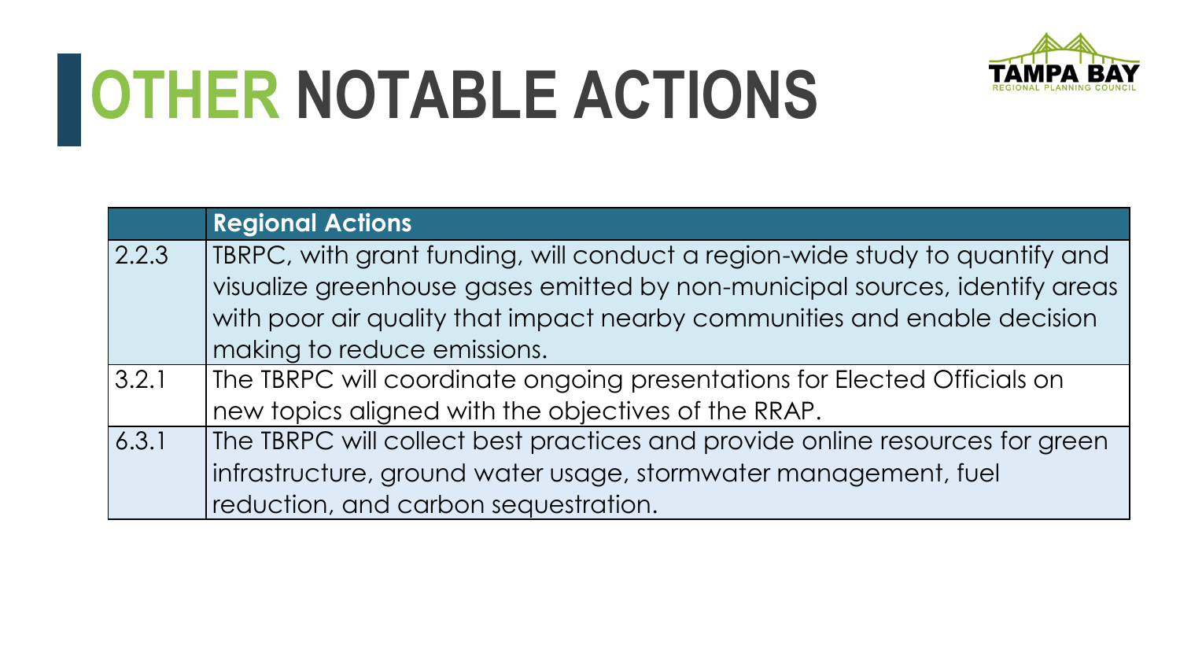# OTHER NOTABLE ACTIONS

| | Regional Actions |
|---|---|
| 2.2.3 | TBRPC, with grant funding, will conduct a region-wide study to quantify and visualize greenhouse gases emitted by non-municipal sources, identify areas with poor air quality that impact nearby communities and enable decision making to reduce emissions. |
| 3.2.1 | The TBRPC will coordinate ongoing presentations for Elected Officials on new topics aligned with the objectives of the RRAP. |
| 6.3.1 | The TBRPC will collect best practices and provide online resources for green infrastructure, ground water usage, stormwater management, fuel reduction, and carbon sequestration. |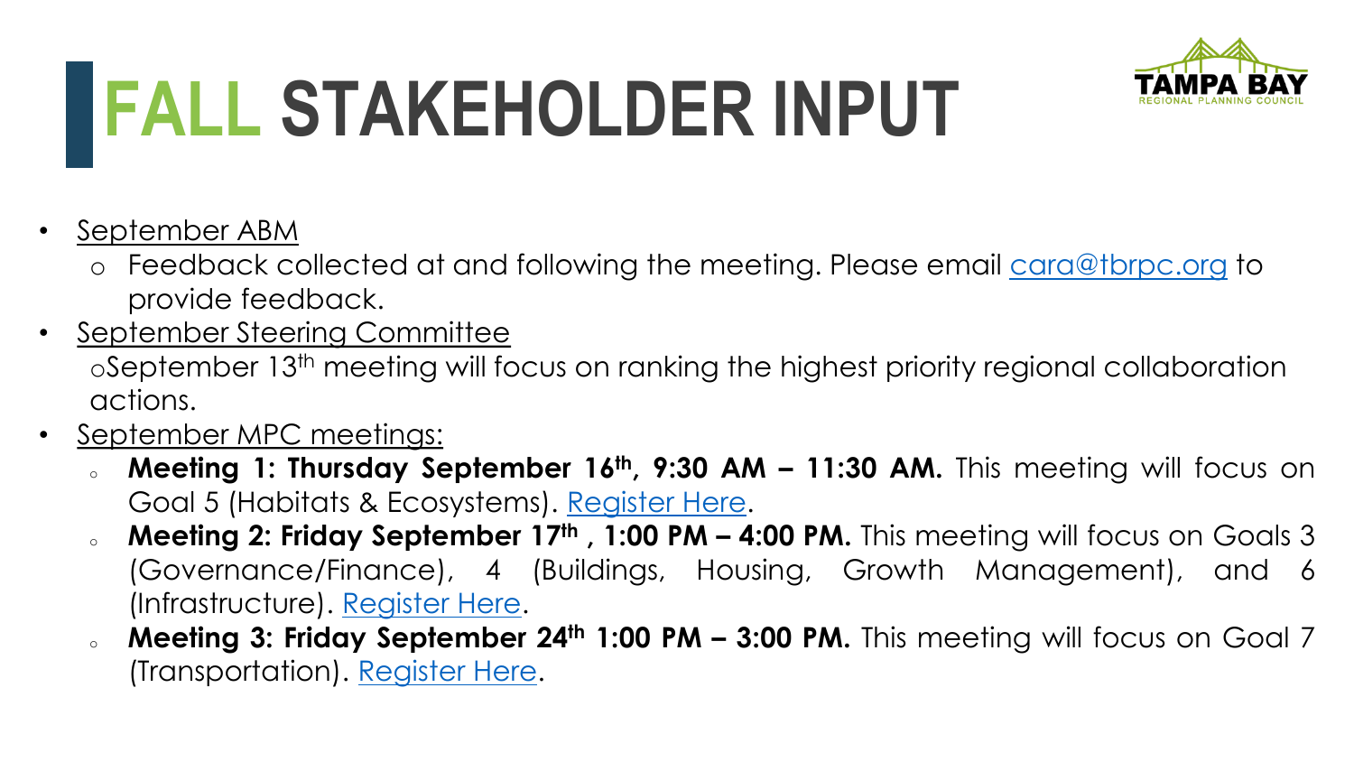# FALL STAKEHOLDER INPUT

- September ABM
  - Feedback collected at and following the meeting. Please email cara@tbrpc.org to provide feedback.
- September Steering Committee
  - September 13th meeting will focus on ranking the highest priority regional collaboration actions.
- September MPC meetings:
  - **Meeting 1: Thursday September 16th, 9:30 AM – 11:30 AM.** This meeting will focus on Goal 5 (Habitats & Ecosystems). Register Here.
  - **Meeting 2: Friday September 17th , 1:00 PM – 4:00 PM.** This meeting will focus on Goals 3 (Governance/Finance), 4 (Buildings, Housing, Growth Management), and 6 (Infrastructure). Register Here.
  - **Meeting 3: Friday September 24th 1:00 PM – 3:00 PM.** This meeting will focus on Goal 7 (Transportation). Register Here.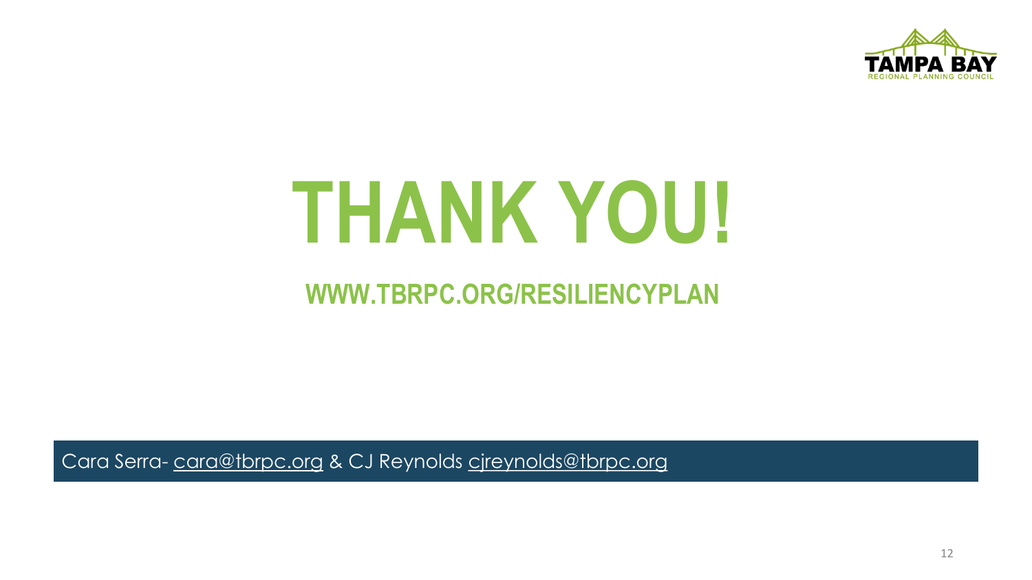TAMPA BAY
REGIONAL PLANNING COUNCIL

# THANK YOU!

**WWW.TBRPC.ORG/RESILIENCYPLAN**

Cara Serra- cara@tbrpc.org & CJ Reynolds cjreynolds@tbrpc.org